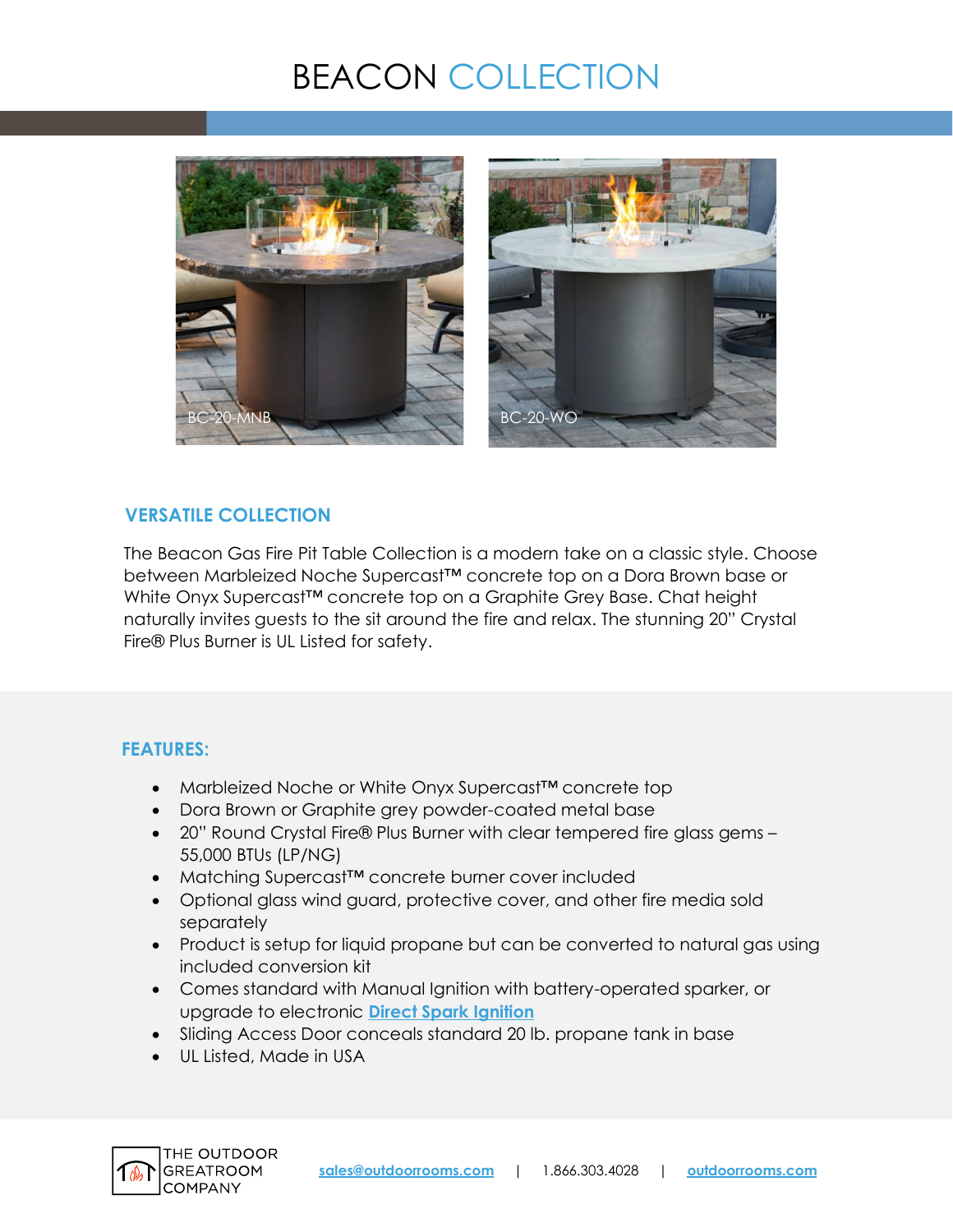# BEACON COLLECTION

BC-20-MNB

BC-20-WO

## VERSATILE COLLECTION

The Beacon Gas Fire Pit Table Collection is a modern take on a classic style. Choose between Marbleized Noche Supercast™ concrete top on a Dora Brown base or White Onyx Supercast™ concrete top on a Graphite Grey Base. Chat height naturally invites guests to the sit around the fire and relax. The stunning 20" Crystal Fire® Plus Burner is UL Listed for safety.

## FEATURES:

- Marbleized Noche or White Onyx Supercast™ concrete top
- Dora Brown or Graphite grey powder-coated metal base
- 20" Round Crystal Fire® Plus Burner with clear tempered fire glass gems – 55,000 BTUs (LP/NG)
- Matching Supercast™ concrete burner cover included
- Optional glass wind guard, protective cover, and other fire media sold separately
- Product is setup for liquid propane but can be converted to natural gas using included conversion kit
- Comes standard with Manual Ignition with battery-operated sparker, or upgrade to electronic **Direct Spark Ignition**
- Sliding Access Door conceals standard 20 lb. propane tank in base
- UL Listed, Made in USA

THE OUTDOOR GREATROOM COMPANY

sales@outdoorrooms.com | 1.866.303.4028 | outdoorrooms.com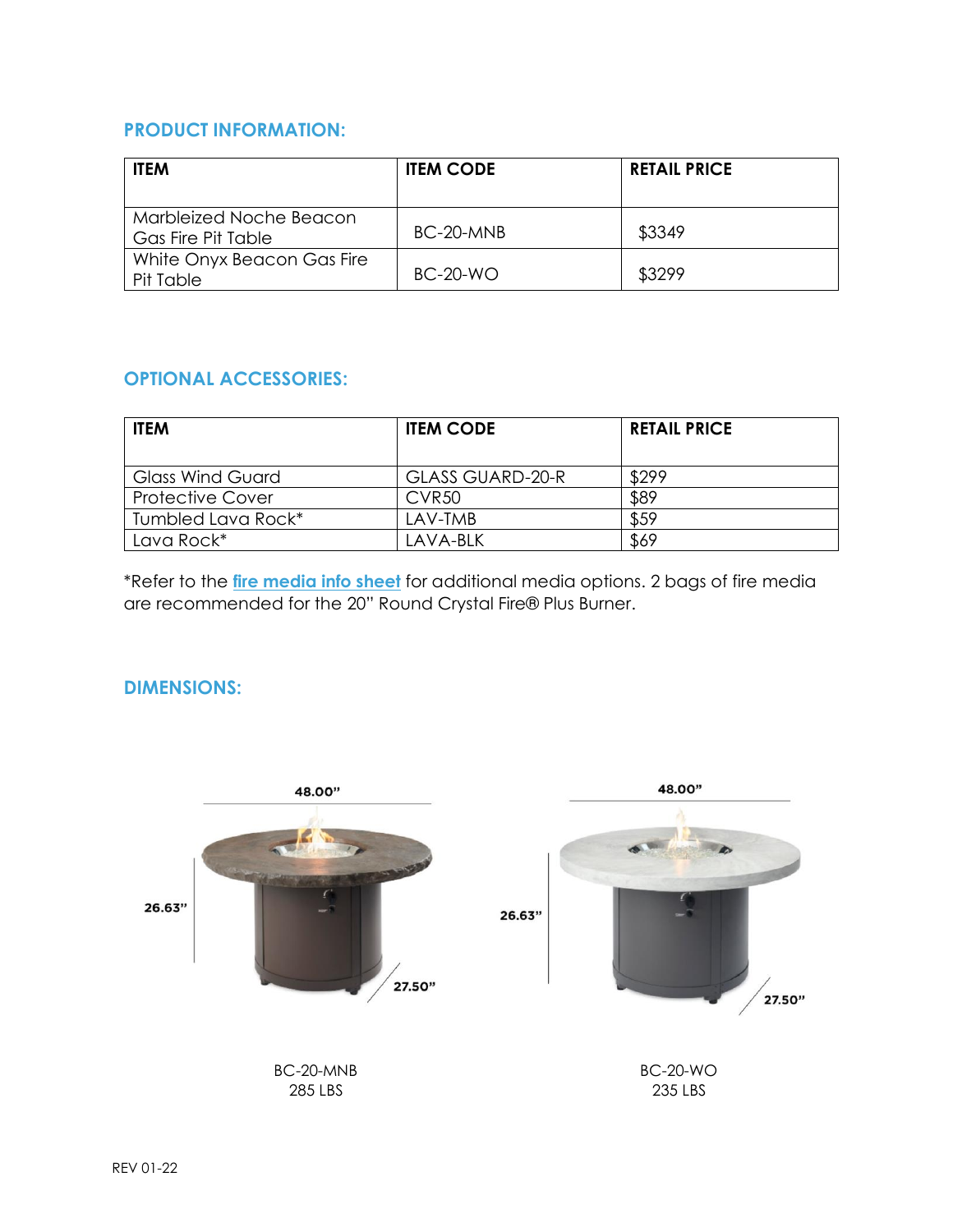## PRODUCT INFORMATION:

| ITEM | ITEM CODE | RETAIL PRICE |
|---|---|---|
| Marbleized Noche Beacon Gas Fire Pit Table | BC-20-MNB | $3349 |
| White Onyx Beacon Gas Fire Pit Table | BC-20-WO | $3299 |

## OPTIONAL ACCESSORIES:

| ITEM | ITEM CODE | RETAIL PRICE |
|---|---|---|
| Glass Wind Guard | GLASS GUARD-20-R | $299 |
| Protective Cover | CVR50 | $89 |
| Tumbled Lava Rock* | LAV-TMB | $59 |
| Lava Rock* | LAVA-BLK | $69 |

*Refer to the **fire media info sheet** for additional media options. 2 bags of fire media are recommended for the 20" Round Crystal Fire® Plus Burner.

## DIMENSIONS:

48.00"

26.63"

27.50"

BC-20-MNB
285 LBS

48.00"

26.63"

27.50"

BC-20-WO
235 LBS

REV 01-22